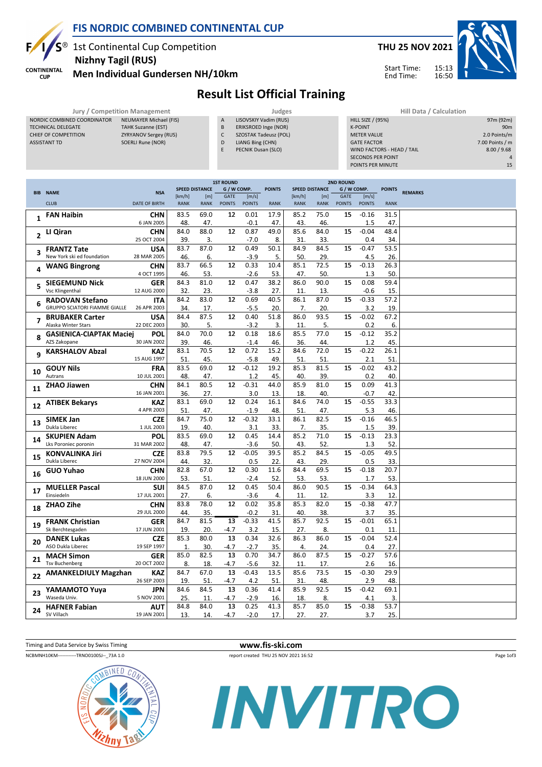# FIS NORDIC COMBINED CONTINENTAL CUP

1st Continental Cup Competition
**Nizhny Tagil (RUS)**
**Men Individual Gundersen NH/10km**

**THU 25 NOV 2021**

Start Time: 15:13
End Time: 16:50

## Result List Official Training

| Jury / Competition Management | |
|---|---|
| NORDIC COMBINED COORDINATOR | NEUMAYER Michael (FIS) |
| TECHNICAL DELEGATE | TAHK Suzanne (EST) |
| CHIEF OF COMPETITION | ZYRYANOV Sergey (RUS) |
| ASSISTANT TD | SOERLI Rune (NOR) |

| Judges | |
|---|---|
| A | LISOVSKIY Vadim (RUS) |
| B | ERIKSROED Inge (NOR) |
| C | SZOSTAK Tadeusz (POL) |
| D | LIANG Bing (CHN) |
| E | PECNIK Dusan (SLO) |

| Hill Data / Calculation | |
|---|---|
| HILL SIZE / (95%) | 97m (92m) |
| K-POINT | 90m |
| METER VALUE | 2.0 Points/m |
| GATE FACTOR | 7.00 Points / m |
| WIND FACTORS - HEAD / TAIL | 8.00 / 9.68 |
| SECONDS PER POINT | 4 |
| POINTS PER MINUTE | 15 |

| BIB | NAME / CLUB | NSA / DATE OF BIRTH | 1st Round Speed [km/h] / RANK | 1st Round Distance [m] / RANK | 1st Round GATE / POINTS | 1st Round Wind [m/s] / POINTS | 1st Round POINTS / RANK | 2nd Round Speed [km/h] / RANK | 2nd Round Distance [m] / RANK | 2nd Round GATE / POINTS | 2nd Round Wind [m/s] / POINTS | 2nd Round POINTS / RANK | REMARKS |
|---|---|---|---|---|---|---|---|---|---|---|---|---|---|
| 1 | **FAN Haibin** | **CHN** 6 JAN 2005 | 83.5 / 48. | 69.0 / 47. | 12 | 0.01 / -0.1 | 17.9 / 47. | 85.2 / 43. | 75.0 / 46. | 15 | -0.16 / 1.5 | 31.5 / 47. | |
| 2 | **LI Qiran** | **CHN** 25 OCT 2004 | 84.0 / 39. | 88.0 / 3. | 12 | 0.87 / -7.0 | 49.0 / 8. | 85.6 / 31. | 84.0 / 33. | 15 | -0.04 / 0.4 | 48.4 / 34. | |
| 3 | **FRANTZ Tate** New York ski ed foundation | **USA** 28 MAR 2005 | 83.7 / 46. | 87.0 / 6. | 12 | 0.49 / -3.9 | 50.1 / 5. | 84.9 / 50. | 84.5 / 29. | 15 | -0.47 / 4.5 | 53.5 / 26. | |
| 4 | **WANG Bingrong** | **CHN** 4 OCT 1995 | 83.7 / 46. | 66.5 / 53. | 12 | 0.33 / -2.6 | 10.4 / 53. | 85.1 / 47. | 72.5 / 50. | 15 | -0.13 / 1.3 | 26.3 / 50. | |
| 5 | **SIEGEMUND Nick** Vsc Klingenthal | **GER** 12 AUG 2000 | 84.3 / 32. | 81.0 / 23. | 12 | 0.47 / -3.8 | 38.2 / 27. | 86.0 / 11. | 90.0 / 13. | 15 | 0.08 / -0.6 | 59.4 / 15. | |
| 6 | **RADOVAN Stefano** GRUPPO SCIATORI FIAMME GIALLE | **ITA** 26 APR 2003 | 84.2 / 34. | 83.0 / 17. | 12 | 0.69 / -5.5 | 40.5 / 20. | 86.1 / 7. | 87.0 / 20. | 15 | -0.33 / 3.2 | 57.2 / 19. | |
| 7 | **BRUBAKER Carter** Alaska Winter Stars | **USA** 22 DEC 2003 | 84.4 / 30. | 87.5 / 5. | 12 | 0.40 / -3.2 | 51.8 / 3. | 86.0 / 11. | 93.5 / 5. | 15 | -0.02 / 0.2 | 67.2 / 6. | |
| 8 | **GASIENICA-CIAPTAK Maciej** AZS Zakopane | **POL** 30 JAN 2002 | 84.0 / 39. | 70.0 / 46. | 12 | 0.18 / -1.4 | 18.6 / 46. | 85.5 / 36. | 77.0 / 44. | 15 | -0.12 / 1.2 | 35.2 / 45. | |
| 9 | **KARSHALOV Abzal** | **KAZ** 15 AUG 1997 | 83.1 / 51. | 70.5 / 45. | 12 | 0.72 / -5.8 | 15.2 / 49. | 84.6 / 51. | 72.0 / 51. | 15 | -0.22 / 2.1 | 26.1 / 51. | |
| 10 | **GOUY Nils** Autrans | **FRA** 10 JUL 2001 | 83.5 / 48. | 69.0 / 47. | 12 | -0.12 / 1.2 | 19.2 / 45. | 85.3 / 40. | 81.5 / 39. | 15 | -0.02 / 0.2 | 43.2 / 40. | |
| 11 | **ZHAO Jiawen** | **CHN** 16 JAN 2001 | 84.1 / 36. | 80.5 / 27. | 12 | -0.31 / 3.0 | 44.0 / 13. | 85.9 / 18. | 81.0 / 40. | 15 | 0.09 / -0.7 | 41.3 / 42. | |
| 12 | **ATIBEK Bekarys** | **KAZ** 4 APR 2003 | 83.1 / 51. | 69.0 / 47. | 12 | 0.24 / -1.9 | 16.1 / 48. | 84.6 / 51. | 74.0 / 47. | 15 | -0.55 / 5.3 | 33.3 / 46. | |
| 13 | **SIMEK Jan** Dukla Liberec | **CZE** 1 JUL 2003 | 84.7 / 19. | 75.0 / 40. | 12 | -0.32 / 3.1 | 33.1 / 33. | 86.1 / 7. | 82.5 / 35. | 15 | -0.16 / 1.5 | 46.5 / 39. | |
| 14 | **SKUPIEN Adam** Lks Poroniec poronin | **POL** 31 MAR 2002 | 83.5 / 48. | 69.0 / 47. | 12 | 0.45 / -3.6 | 14.4 / 50. | 85.2 / 43. | 71.0 / 52. | 15 | -0.13 / 1.3 | 23.3 / 52. | |
| 15 | **KONVALINKA Jiri** Dukla Liberec | **CZE** 27 NOV 2004 | 83.8 / 44. | 79.5 / 32. | 12 | -0.05 / 0.5 | 39.5 / 22. | 85.2 / 43. | 84.5 / 29. | 15 | -0.05 / 0.5 | 49.5 / 33. | |
| 16 | **GUO Yuhao** | **CHN** 18 JUN 2000 | 82.8 / 53. | 67.0 / 51. | 12 | 0.30 / -2.4 | 11.6 / 52. | 84.4 / 53. | 69.5 / 53. | 15 | -0.18 / 1.7 | 20.7 / 53. | |
| 17 | **MUELLER Pascal** Einsiedeln | **SUI** 17 JUL 2001 | 84.5 / 27. | 87.0 / 6. | 12 | 0.45 / -3.6 | 50.4 / 4. | 86.0 / 11. | 90.5 / 12. | 15 | -0.34 / 3.3 | 64.3 / 12. | |
| 18 | **ZHAO Zihe** | **CHN** 29 JUL 2000 | 83.8 / 44. | 78.0 / 35. | 12 | 0.02 / -0.2 | 35.8 / 31. | 85.3 / 40. | 82.0 / 38. | 15 | -0.38 / 3.7 | 47.7 / 35. | |
| 19 | **FRANK Christian** Sk Berchtesgaden | **GER** 17 JUN 2001 | 84.7 / 19. | 81.5 / 20. | 13 / -4.7 | -0.33 / 3.2 | 41.5 / 15. | 85.7 / 27. | 92.5 / 8. | 15 | -0.01 / 0.1 | 65.1 / 11. | |
| 20 | **DANEK Lukas** ASO Dukla Liberec | **CZE** 19 SEP 1997 | 85.3 / 1. | 80.0 / 30. | 13 / -4.7 | 0.34 / -2.7 | 32.6 / 35. | 86.3 / 4. | 86.0 / 24. | 15 | -0.04 / 0.4 | 52.4 / 27. | |
| 21 | **MACH Simon** Tsv Buchenberg | **GER** 20 OCT 2002 | 85.0 / 8. | 82.5 / 18. | 13 / -4.7 | 0.70 / -5.6 | 34.7 / 32. | 86.0 / 11. | 87.5 / 17. | 15 | -0.27 / 2.6 | 57.6 / 16. | |
| 22 | **AMANKELDIULY Magzhan** | **KAZ** 26 SEP 2003 | 84.7 / 19. | 67.0 / 51. | 13 / -4.7 | -0.43 / 4.2 | 13.5 / 51. | 85.6 / 31. | 73.5 / 48. | 15 | -0.30 / 2.9 | 29.9 / 48. | |
| 23 | **YAMAMOTO Yuya** Waseda Univ. | **JPN** 5 NOV 2001 | 84.6 / 25. | 84.5 / 11. | 13 / -4.7 | 0.36 / -2.9 | 41.4 / 16. | 85.9 / 18. | 92.5 / 8. | 15 | -0.42 / 4.1 | 69.1 / 3. | |
| 24 | **HAFNER Fabian** SV Villach | **AUT** 19 JAN 2001 | 84.8 / 13. | 84.0 / 14. | 13 / -4.7 | 0.25 / -2.0 | 41.3 / 17. | 85.7 / 27. | 85.0 / 27. | 15 | -0.38 / 3.7 | 53.7 / 25. | |

Timing and Data Service by Swiss Timing

www.fis-ski.com

NCBMNH10KM------------TRNO0100SJ--_73A 1.0 report created THU 25 NOV 2021 16:52

INVITRO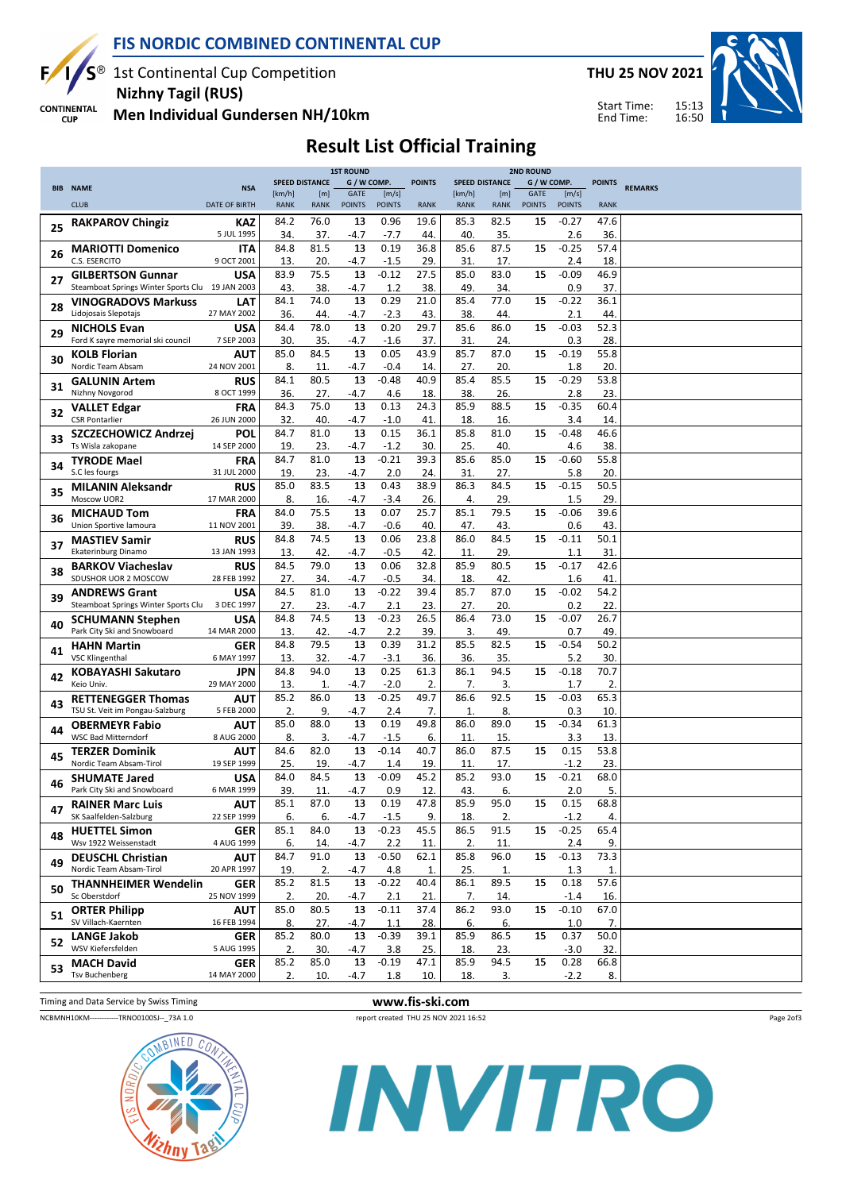# FIS NORDIC COMBINED CONTINENTAL CUP

1st Continental Cup Competition
**Nizhny Tagil (RUS)**
**Men Individual Gundersen NH/10km**

**THU 25 NOV 2021**

Start Time: 15:13
End Time: 16:50

## Result List Official Training

| BIB | NAME / CLUB | NSA / DATE OF BIRTH | 1ST ROUND SPEED [km/h] / RANK | DISTANCE [m] / RANK | G/W COMP. GATE / GATE POINTS | [m/s] / POINTS | POINTS / RANK | 2ND ROUND SPEED [km/h] / RANK | DISTANCE [m] / RANK | G/W COMP. GATE / GATE POINTS | [m/s] / POINTS | POINTS / RANK | REMARKS |
|---|---|---|---|---|---|---|---|---|---|---|---|---|---|
| 25 | RAKPAROV Chingiz | KAZ / 5 JUL 1995 | 84.2 / 34. | 76.0 / 37. | 13 / -4.7 | 0.96 / -7.7 | 19.6 / 44. | 85.3 / 40. | 82.5 / 35. | 15 | -0.27 / 2.6 | 47.6 / 36. | |
| 26 | MARIOTTI Domenico / C.S. ESERCITO | ITA / 9 OCT 2001 | 84.8 / 13. | 81.5 / 20. | 13 / -4.7 | 0.19 / -1.5 | 36.8 / 29. | 85.6 / 31. | 87.5 / 17. | 15 | -0.25 / 2.4 | 57.4 / 18. | |
| 27 | GILBERTSON Gunnar / Steamboat Springs Winter Sports Clu | USA / 19 JAN 2003 | 83.9 / 43. | 75.5 / 38. | 13 / -4.7 | -0.12 / 1.2 | 27.5 / 38. | 85.0 / 49. | 83.0 / 34. | 15 | -0.09 / 0.9 | 46.9 / 37. | |
| 28 | VINOGRADOVS Markuss / Lidojosais Slepotajs | LAT / 27 MAY 2002 | 84.1 / 36. | 74.0 / 44. | 13 / -4.7 | 0.29 / -2.3 | 21.0 / 43. | 85.4 / 38. | 77.0 / 44. | 15 | -0.22 / 2.1 | 36.1 / 44. | |
| 29 | NICHOLS Evan / Ford K sayre memorial ski council | USA / 7 SEP 2003 | 84.4 / 30. | 78.0 / 35. | 13 / -4.7 | 0.20 / -1.6 | 29.7 / 37. | 85.6 / 31. | 86.0 / 24. | 15 | -0.03 / 0.3 | 52.3 / 28. | |
| 30 | KOLB Florian / Nordic Team Absam | AUT / 24 NOV 2001 | 85.0 / 8. | 84.5 / 11. | 13 / -4.7 | 0.05 / -0.4 | 43.9 / 14. | 85.7 / 27. | 87.0 / 20. | 15 | -0.19 / 1.8 | 55.8 / 20. | |
| 31 | GALUNIN Artem / Nizhny Novgorod | RUS / 8 OCT 1999 | 84.1 / 36. | 80.5 / 27. | 13 / -4.7 | -0.48 / 4.6 | 40.9 / 18. | 85.4 / 38. | 85.5 / 26. | 15 | -0.29 / 2.8 | 53.8 / 23. | |
| 32 | VALLET Edgar / CSR Pontarlier | FRA / 26 JUN 2000 | 84.3 / 32. | 75.0 / 40. | 13 / -4.7 | 0.13 / -1.0 | 24.3 / 41. | 85.9 / 18. | 88.5 / 16. | 15 | -0.35 / 3.4 | 60.4 / 14. | |
| 33 | SZCZECHOWICZ Andrzej / Ts Wisla zakopane | POL / 14 SEP 2000 | 84.7 / 19. | 81.0 / 23. | 13 / -4.7 | 0.15 / -1.2 | 36.1 / 30. | 85.8 / 25. | 81.0 / 40. | 15 | -0.48 / 4.6 | 46.6 / 38. | |
| 34 | TYRODE Mael / S.C les fourgs | FRA / 31 JUL 2000 | 84.7 / 19. | 81.0 / 23. | 13 / -4.7 | -0.21 / 2.0 | 39.3 / 24. | 85.6 / 31. | 85.0 / 27. | 15 | -0.60 / 5.8 | 55.8 / 20. | |
| 35 | MILANIN Aleksandr / Moscow UOR2 | RUS / 17 MAR 2000 | 85.0 / 8. | 83.5 / 16. | 13 / -4.7 | 0.43 / -3.4 | 38.9 / 26. | 86.3 / 4. | 84.5 / 29. | 15 | -0.15 / 1.5 | 50.5 / 29. | |
| 36 | MICHAUD Tom / Union Sportive lamoura | FRA / 11 NOV 2001 | 84.0 / 39. | 75.5 / 38. | 13 / -4.7 | 0.07 / -0.6 | 25.7 / 40. | 85.1 / 47. | 79.5 / 43. | 15 | -0.06 / 0.6 | 39.6 / 43. | |
| 37 | MASTIEV Samir / Ekaterinburg Dinamo | RUS / 13 JAN 1993 | 84.8 / 13. | 74.5 / 42. | 13 / -4.7 | 0.06 / -0.5 | 23.8 / 42. | 86.0 / 11. | 84.5 / 29. | 15 | -0.11 / 1.1 | 50.1 / 31. | |
| 38 | BARKOV Viacheslav / SDUSHOR UOR 2 MOSCOW | RUS / 28 FEB 1992 | 84.5 / 27. | 79.0 / 34. | 13 / -4.7 | 0.06 / -0.5 | 32.8 / 34. | 85.9 / 18. | 80.5 / 42. | 15 | -0.17 / 1.6 | 42.6 / 41. | |
| 39 | ANDREWS Grant / Steamboat Springs Winter Sports Clu | USA / 3 DEC 1997 | 84.5 / 27. | 81.0 / 23. | 13 / -4.7 | -0.22 / 2.1 | 39.4 / 23. | 85.7 / 27. | 87.0 / 20. | 15 | -0.02 / 0.2 | 54.2 / 22. | |
| 40 | SCHUMANN Stephen / Park City Ski and Snowboard | USA / 14 MAR 2000 | 84.8 / 13. | 74.5 / 42. | 13 / -4.7 | -0.23 / 2.2 | 26.5 / 39. | 86.4 / 3. | 73.0 / 49. | 15 | -0.07 / 0.7 | 26.7 / 49. | |
| 41 | HAHN Martin / VSC Klingenthal | GER / 6 MAY 1997 | 84.8 / 13. | 79.5 / 32. | 13 / -4.7 | 0.39 / -3.1 | 31.2 / 36. | 85.5 / 36. | 82.5 / 35. | 15 | -0.54 / 5.2 | 50.2 / 30. | |
| 42 | KOBAYASHI Sakutaro / Keio Univ. | JPN / 29 MAY 2000 | 84.8 / 13. | 94.0 / 1. | 13 / -4.7 | 0.25 / -2.0 | 61.3 / 2. | 86.1 / 7. | 94.5 / 3. | 15 | -0.18 / 1.7 | 70.7 / 2. | |
| 43 | RETTENEGGER Thomas / TSU St. Veit im Pongau-Salzburg | AUT / 5 FEB 2000 | 85.2 / 2. | 86.0 / 9. | 13 / -4.7 | -0.25 / 2.4 | 49.7 / 7. | 86.6 / 1. | 92.5 / 8. | 15 | -0.03 / 0.3 | 65.3 / 10. | |
| 44 | OBERMEYR Fabio / WSC Bad Mitterndorf | AUT / 8 AUG 2000 | 85.0 / 8. | 88.0 / 3. | 13 / -4.7 | 0.19 / -1.5 | 49.8 / 6. | 86.0 / 11. | 89.0 / 15. | 15 | -0.34 / 3.3 | 61.3 / 13. | |
| 45 | TERZER Dominik / Nordic Team Absam-Tirol | AUT / 19 SEP 1999 | 84.6 / 25. | 82.0 / 19. | 13 / -4.7 | -0.14 / 1.4 | 40.7 / 19. | 86.0 / 11. | 87.5 / 17. | 15 | 0.15 / -1.2 | 53.8 / 23. | |
| 46 | SHUMATE Jared / Park City Ski and Snowboard | USA / 6 MAR 1999 | 84.0 / 39. | 84.5 / 11. | 13 / -4.7 | -0.09 / 0.9 | 45.2 / 12. | 85.2 / 43. | 93.0 / 6. | 15 | -0.21 / 2.0 | 68.0 / 5. | |
| 47 | RAINER Marc Luis / SK Saalfelden-Salzburg | AUT / 22 SEP 1999 | 85.1 / 6. | 87.0 / 6. | 13 / -4.7 | 0.19 / -1.5 | 47.8 / 9. | 85.9 / 18. | 95.0 / 2. | 15 | 0.15 / -1.2 | 68.8 / 4. | |
| 48 | HUETTEL Simon / Wsv 1922 Weissenstadt | GER / 4 AUG 1999 | 85.1 / 6. | 84.0 / 14. | 13 / -4.7 | -0.23 / 2.2 | 45.5 / 11. | 86.5 / 2. | 91.5 / 11. | 15 | -0.25 / 2.4 | 65.4 / 9. | |
| 49 | DEUSCHL Christian / Nordic Team Absam-Tirol | AUT / 20 APR 1997 | 84.7 / 19. | 91.0 / 2. | 13 / -4.7 | -0.50 / 4.8 | 62.1 / 1. | 85.8 / 25. | 96.0 / 1. | 15 | -0.13 / 1.3 | 73.3 / 1. | |
| 50 | THANNHEIMER Wendelin / Sc Oberstdorf | GER / 25 NOV 1999 | 85.2 / 2. | 81.5 / 20. | 13 / -4.7 | -0.22 / 2.1 | 40.4 / 21. | 86.1 / 7. | 89.5 / 14. | 15 | 0.18 / -1.4 | 57.6 / 16. | |
| 51 | ORTER Philipp / SV Villach-Kaernten | AUT / 16 FEB 1994 | 85.0 / 8. | 80.5 / 27. | 13 / -4.7 | -0.11 / 1.1 | 37.4 / 28. | 86.2 / 6. | 93.0 / 6. | 15 | -0.10 / 1.0 | 67.0 / 7. | |
| 52 | LANGE Jakob / WSV Kiefersfelden | GER / 5 AUG 1995 | 85.2 / 2. | 80.0 / 30. | 13 / -4.7 | -0.39 / 3.8 | 39.1 / 25. | 85.9 / 18. | 86.5 / 23. | 15 | 0.37 / -3.0 | 50.0 / 32. | |
| 53 | MACH David / Tsv Buchenberg | GER / 14 MAY 2000 | 85.2 / 2. | 85.0 / 10. | 13 / -4.7 | -0.19 / 1.8 | 47.1 / 10. | 85.9 / 18. | 94.5 / 3. | 15 | 0.28 / -2.2 | 66.8 / 8. | |

Timing and Data Service by Swiss Timing

www.fis-ski.com

NCBMNH10KM------------TRNO0100SJ--_73A 1.0 report created THU 25 NOV 2021 16:52

INVITRO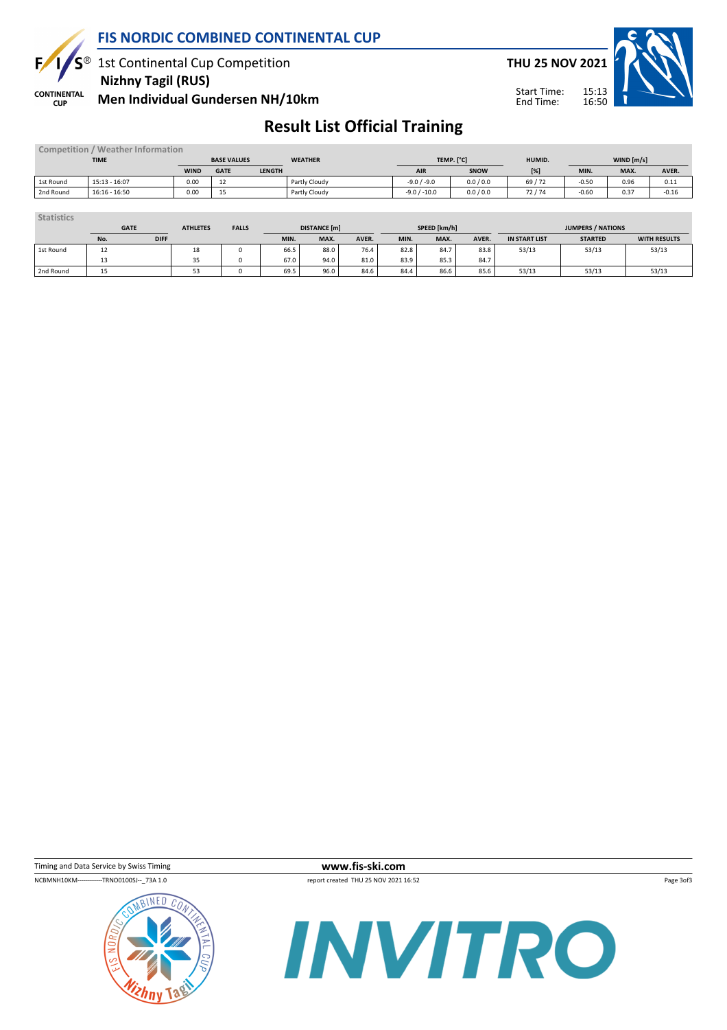# FIS NORDIC COMBINED CONTINENTAL CUP

1st Continental Cup Competition

**Nizhny Tagil (RUS)**

**Men Individual Gundersen NH/10km**

**THU 25 NOV 2021**

Start Time: 15:13
End Time: 16:50

## Result List Official Training

**Competition / Weather Information**

| | TIME | BASE VALUES | | | WEATHER | TEMP. [°C] | | HUMID. | WIND [m/s] | | |
|---|---|---|---|---|---|---|---|---|---|---|---|
| | | WIND | GATE | LENGTH | | AIR | SNOW | [%] | MIN. | MAX. | AVER. |
| 1st Round | 15:13 - 16:07 | 0.00 | 12 | | Partly Cloudy | -9.0 / -9.0 | 0.0 / 0.0 | 69 / 72 | -0.50 | 0.96 | 0.11 |
| 2nd Round | 16:16 - 16:50 | 0.00 | 15 | | Partly Cloudy | -9.0 / -10.0 | 0.0 / 0.0 | 72 / 74 | -0.60 | 0.37 | -0.16 |

**Statistics**

| | GATE | | ATHLETES | FALLS | DISTANCE [m] | | | SPEED [km/h] | | | JUMPERS / NATIONS | | |
|---|---|---|---|---|---|---|---|---|---|---|---|---|---|
| | No. | DIFF | | | MIN. | MAX. | AVER. | MIN. | MAX. | AVER. | IN START LIST | STARTED | WITH RESULTS |
| 1st Round | 12 | | 18 | 0 | 66.5 | 88.0 | 76.4 | 82.8 | 84.7 | 83.8 | 53/13 | 53/13 | 53/13 |
| | 13 | | 35 | 0 | 67.0 | 94.0 | 81.0 | 83.9 | 85.3 | 84.7 | | | |
| 2nd Round | 15 | | 53 | 0 | 69.5 | 96.0 | 84.6 | 84.4 | 86.6 | 85.6 | 53/13 | 53/13 | 53/13 |

Timing and Data Service by Swiss Timing

www.fis-ski.com

NCBMNH10KM------------TRNO0100SJ--_73A 1.0

report created THU 25 NOV 2021 16:52

INVITRO